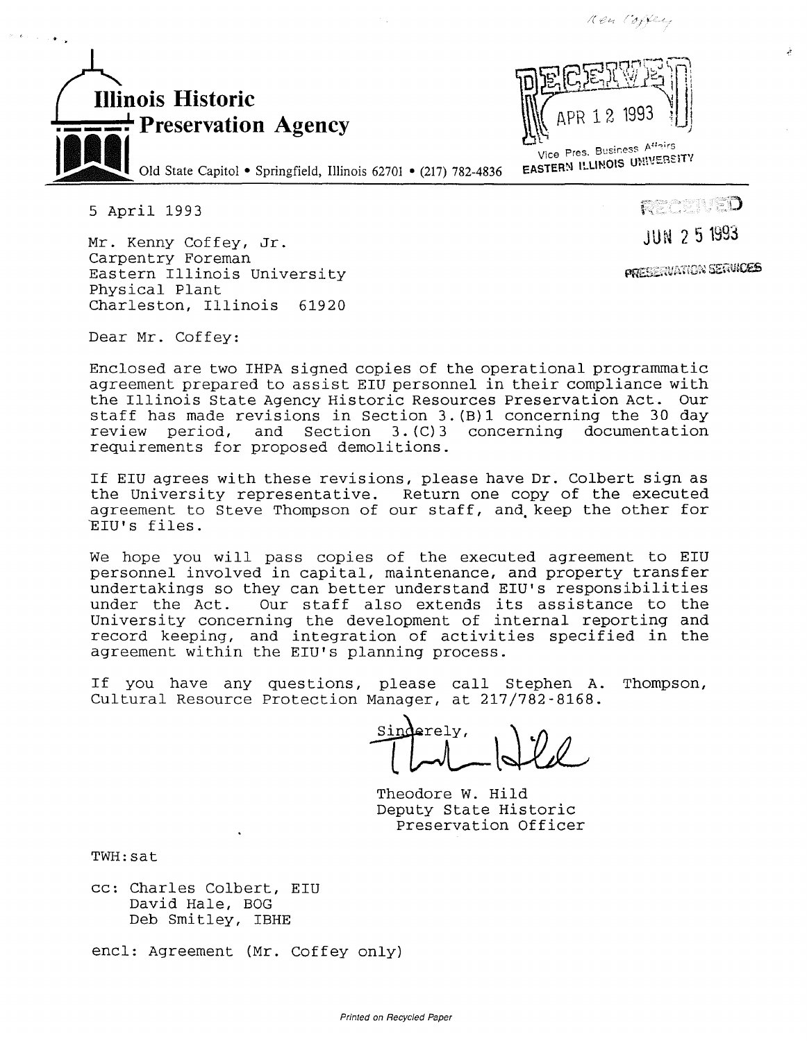Ken Coffey

# Illinois Historic Preservation Agency

Old State Capitol • Springfield, Illinois 62701 • (217) 782-4836

RECEIVED
APR 12 1993
Vice Pres. Business Affairs
EASTERN ILLINOIS UNIVERSITY

RECEIVED
JUN 25 1993
PRESERVATION SERVICES

5 April 1993

Mr. Kenny Coffey, Jr.
Carpentry Foreman
Eastern Illinois University
Physical Plant
Charleston, Illinois 61920

Dear Mr. Coffey:

Enclosed are two IHPA signed copies of the operational programmatic agreement prepared to assist EIU personnel in their compliance with the Illinois State Agency Historic Resources Preservation Act. Our staff has made revisions in Section 3.(B)1 concerning the 30 day review period, and Section 3.(C)3 concerning documentation requirements for proposed demolitions.

If EIU agrees with these revisions, please have Dr. Colbert sign as the University representative. Return one copy of the executed agreement to Steve Thompson of our staff, and keep the other for EIU's files.

We hope you will pass copies of the executed agreement to EIU personnel involved in capital, maintenance, and property transfer undertakings so they can better understand EIU's responsibilities under the Act. Our staff also extends its assistance to the University concerning the development of internal reporting and record keeping, and integration of activities specified in the agreement within the EIU's planning process.

If you have any questions, please call Stephen A. Thompson, Cultural Resource Protection Manager, at 217/782-8168.

Sincerely,

Theodore W. Hild
Deputy State Historic
Preservation Officer

TWH:sat

cc: Charles Colbert, EIU
David Hale, BOG
Deb Smitley, IBHE

encl: Agreement (Mr. Coffey only)

Printed on Recycled Paper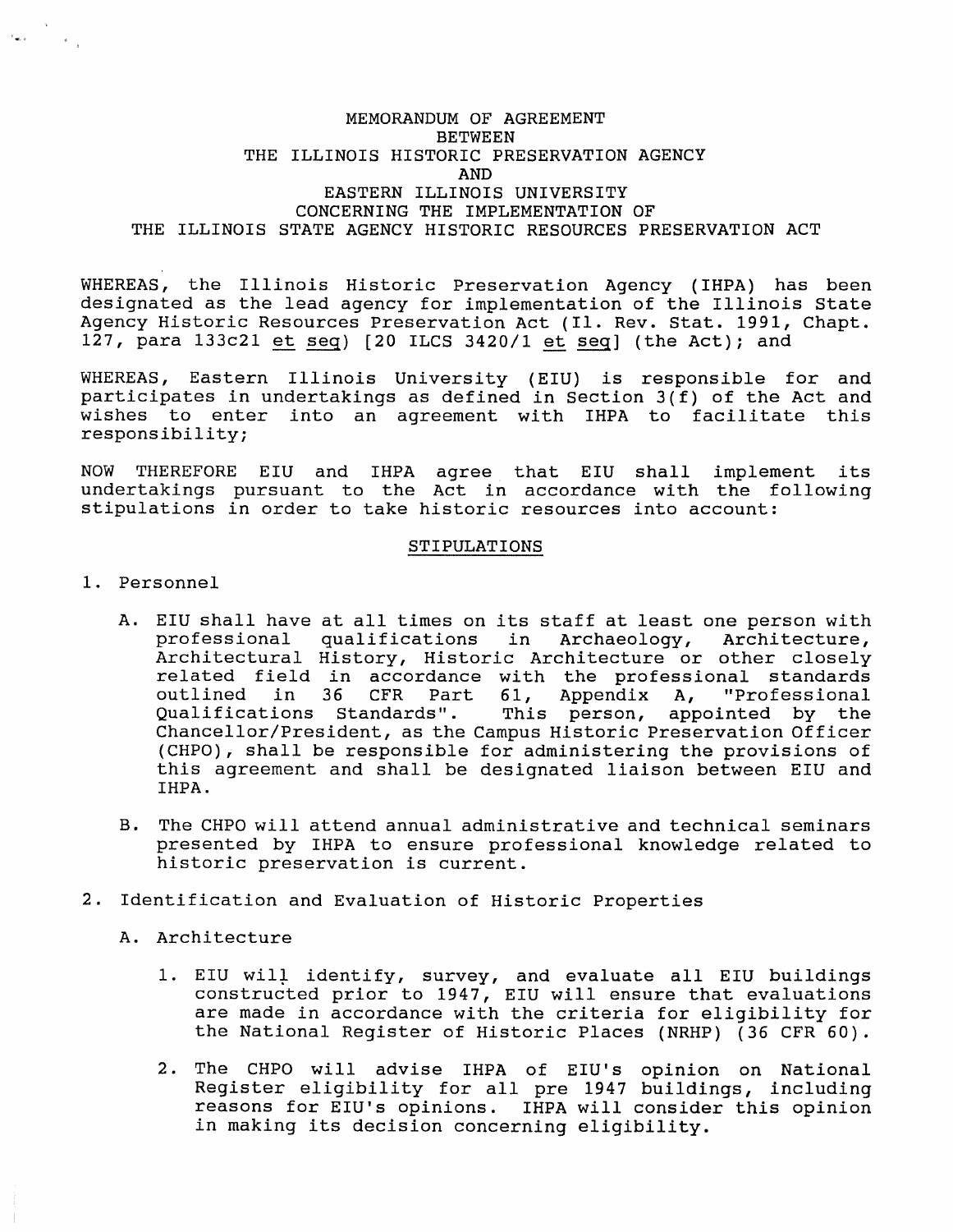MEMORANDUM OF AGREEMENT
BETWEEN
THE ILLINOIS HISTORIC PRESERVATION AGENCY
AND
EASTERN ILLINOIS UNIVERSITY
CONCERNING THE IMPLEMENTATION OF
THE ILLINOIS STATE AGENCY HISTORIC RESOURCES PRESERVATION ACT

WHEREAS, the Illinois Historic Preservation Agency (IHPA) has been designated as the lead agency for implementation of the Illinois State Agency Historic Resources Preservation Act (Il. Rev. Stat. 1991, Chapt. 127, para 133c21 *et seq*) [20 ILCS 3420/1 *et seq*] (the Act); and

WHEREAS, Eastern Illinois University (EIU) is responsible for and participates in undertakings as defined in Section 3(f) of the Act and wishes to enter into an agreement with IHPA to facilitate this responsibility;

NOW THEREFORE EIU and IHPA agree that EIU shall implement its undertakings pursuant to the Act in accordance with the following stipulations in order to take historic resources into account:

## STIPULATIONS

1. Personnel

   A. EIU shall have at all times on its staff at least one person with professional qualifications in Archaeology, Architecture, Architectural History, Historic Architecture or other closely related field in accordance with the professional standards outlined in 36 CFR Part 61, Appendix A, "Professional Qualifications Standards". This person, appointed by the Chancellor/President, as the Campus Historic Preservation Officer (CHPO), shall be responsible for administering the provisions of this agreement and shall be designated liaison between EIU and IHPA.

   B. The CHPO will attend annual administrative and technical seminars presented by IHPA to ensure professional knowledge related to historic preservation is current.

2. Identification and Evaluation of Historic Properties

   A. Architecture

      1. EIU will identify, survey, and evaluate all EIU buildings constructed prior to 1947, EIU will ensure that evaluations are made in accordance with the criteria for eligibility for the National Register of Historic Places (NRHP) (36 CFR 60).

      2. The CHPO will advise IHPA of EIU's opinion on National Register eligibility for all pre 1947 buildings, including reasons for EIU's opinions. IHPA will consider this opinion in making its decision concerning eligibility.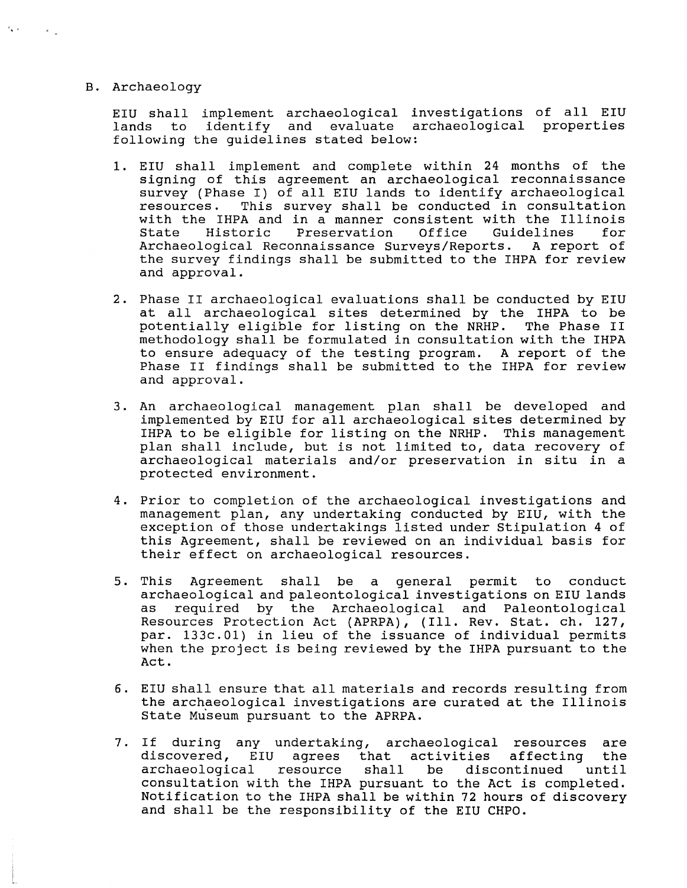B. Archaeology

EIU shall implement archaeological investigations of all EIU lands to identify and evaluate archaeological properties following the guidelines stated below:

1. EIU shall implement and complete within 24 months of the signing of this agreement an archaeological reconnaissance survey (Phase I) of all EIU lands to identify archaeological resources. This survey shall be conducted in consultation with the IHPA and in a manner consistent with the Illinois State Historic Preservation Office Guidelines for Archaeological Reconnaissance Surveys/Reports. A report of the survey findings shall be submitted to the IHPA for review and approval.

2. Phase II archaeological evaluations shall be conducted by EIU at all archaeological sites determined by the IHPA to be potentially eligible for listing on the NRHP. The Phase II methodology shall be formulated in consultation with the IHPA to ensure adequacy of the testing program. A report of the Phase II findings shall be submitted to the IHPA for review and approval.

3. An archaeological management plan shall be developed and implemented by EIU for all archaeological sites determined by IHPA to be eligible for listing on the NRHP. This management plan shall include, but is not limited to, data recovery of archaeological materials and/or preservation in situ in a protected environment.

4. Prior to completion of the archaeological investigations and management plan, any undertaking conducted by EIU, with the exception of those undertakings listed under Stipulation 4 of this Agreement, shall be reviewed on an individual basis for their effect on archaeological resources.

5. This Agreement shall be a general permit to conduct archaeological and paleontological investigations on EIU lands as required by the Archaeological and Paleontological Resources Protection Act (APRPA), (Ill. Rev. Stat. ch. 127, par. 133c.01) in lieu of the issuance of individual permits when the project is being reviewed by the IHPA pursuant to the Act.

6. EIU shall ensure that all materials and records resulting from the archaeological investigations are curated at the Illinois State Museum pursuant to the APRPA.

7. If during any undertaking, archaeological resources are discovered, EIU agrees that activities affecting the archaeological resource shall be discontinued until consultation with the IHPA pursuant to the Act is completed. Notification to the IHPA shall be within 72 hours of discovery and shall be the responsibility of the EIU CHPO.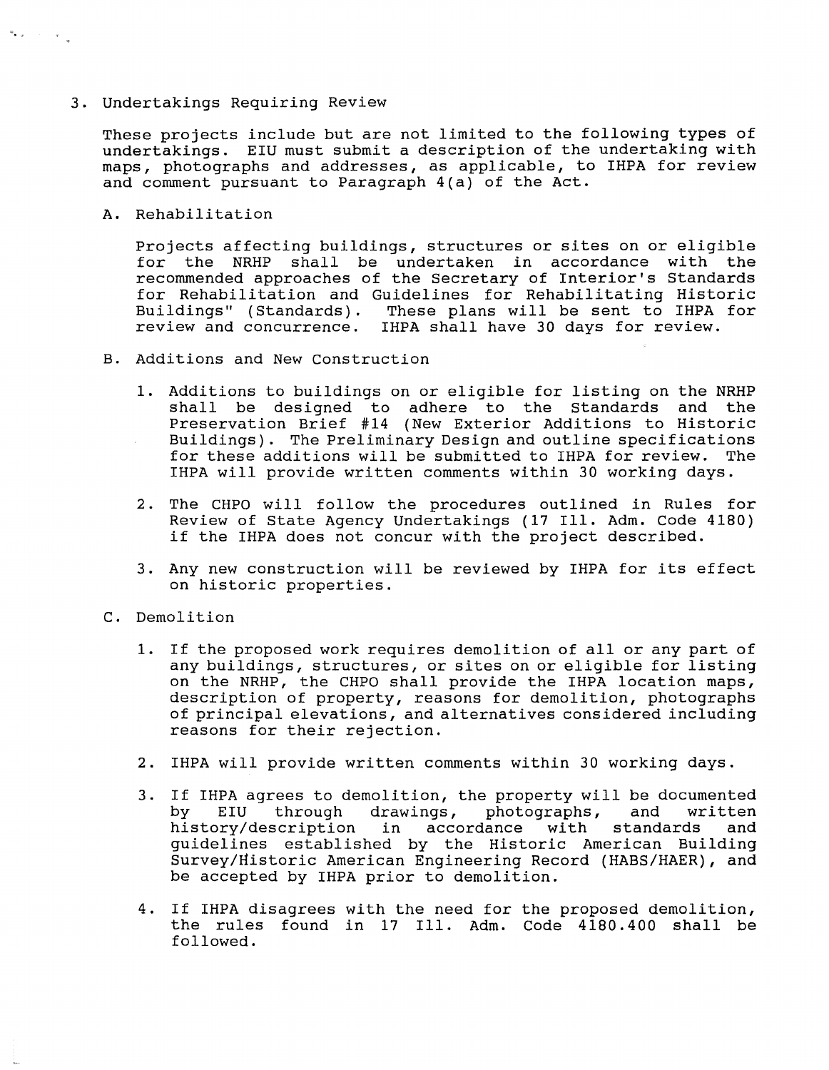3. Undertakings Requiring Review

These projects include but are not limited to the following types of undertakings. EIU must submit a description of the undertaking with maps, photographs and addresses, as applicable, to IHPA for review and comment pursuant to Paragraph 4(a) of the Act.

A. Rehabilitation

Projects affecting buildings, structures or sites on or eligible for the NRHP shall be undertaken in accordance with the recommended approaches of the Secretary of Interior's Standards for Rehabilitation and Guidelines for Rehabilitating Historic Buildings" (Standards). These plans will be sent to IHPA for review and concurrence. IHPA shall have 30 days for review.

B. Additions and New Construction

1. Additions to buildings on or eligible for listing on the NRHP shall be designed to adhere to the Standards and the Preservation Brief #14 (New Exterior Additions to Historic Buildings). The Preliminary Design and outline specifications for these additions will be submitted to IHPA for review. The IHPA will provide written comments within 30 working days.

2. The CHPO will follow the procedures outlined in Rules for Review of State Agency Undertakings (17 Ill. Adm. Code 4180) if the IHPA does not concur with the project described.

3. Any new construction will be reviewed by IHPA for its effect on historic properties.

C. Demolition

1. If the proposed work requires demolition of all or any part of any buildings, structures, or sites on or eligible for listing on the NRHP, the CHPO shall provide the IHPA location maps, description of property, reasons for demolition, photographs of principal elevations, and alternatives considered including reasons for their rejection.

2. IHPA will provide written comments within 30 working days.

3. If IHPA agrees to demolition, the property will be documented by EIU through drawings, photographs, and written history/description in accordance with standards and guidelines established by the Historic American Building Survey/Historic American Engineering Record (HABS/HAER), and be accepted by IHPA prior to demolition.

4. If IHPA disagrees with the need for the proposed demolition, the rules found in 17 Ill. Adm. Code 4180.400 shall be followed.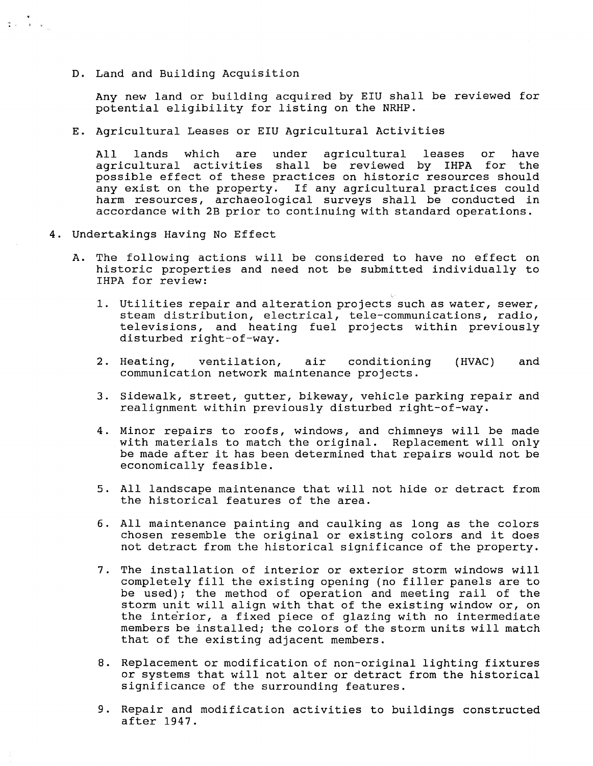D. Land and Building Acquisition

   Any new land or building acquired by EIU shall be reviewed for potential eligibility for listing on the NRHP.

E. Agricultural Leases or EIU Agricultural Activities

   All lands which are under agricultural leases or have agricultural activities shall be reviewed by IHPA for the possible effect of these practices on historic resources should any exist on the property. If any agricultural practices could harm resources, archaeological surveys shall be conducted in accordance with 2B prior to continuing with standard operations.

4. Undertakings Having No Effect

   A. The following actions will be considered to have no effect on historic properties and need not be submitted individually to IHPA for review:

      1. Utilities repair and alteration projects such as water, sewer, steam distribution, electrical, tele-communications, radio, televisions, and heating fuel projects within previously disturbed right-of-way.

      2. Heating, ventilation, air conditioning (HVAC) and communication network maintenance projects.

      3. Sidewalk, street, gutter, bikeway, vehicle parking repair and realignment within previously disturbed right-of-way.

      4. Minor repairs to roofs, windows, and chimneys will be made with materials to match the original. Replacement will only be made after it has been determined that repairs would not be economically feasible.

      5. All landscape maintenance that will not hide or detract from the historical features of the area.

      6. All maintenance painting and caulking as long as the colors chosen resemble the original or existing colors and it does not detract from the historical significance of the property.

      7. The installation of interior or exterior storm windows will completely fill the existing opening (no filler panels are to be used); the method of operation and meeting rail of the storm unit will align with that of the existing window or, on the interior, a fixed piece of glazing with no intermediate members be installed; the colors of the storm units will match that of the existing adjacent members.

      8. Replacement or modification of non-original lighting fixtures or systems that will not alter or detract from the historical significance of the surrounding features.

      9. Repair and modification activities to buildings constructed after 1947.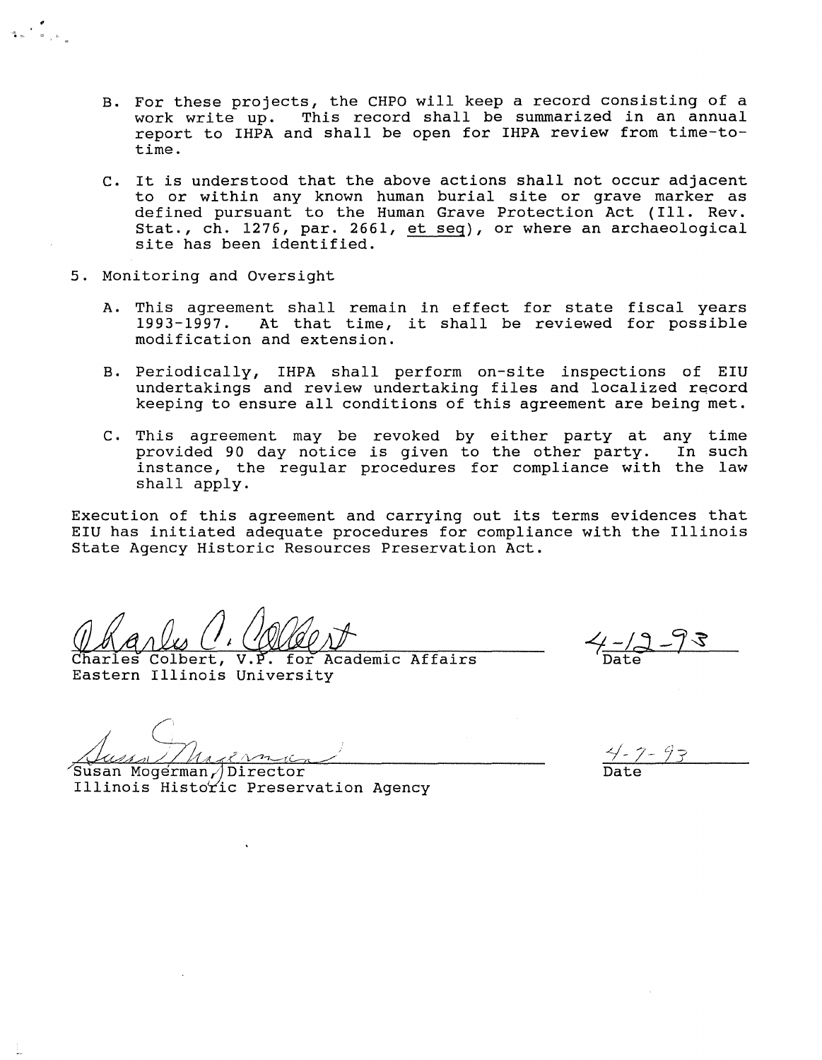B. For these projects, the CHPO will keep a record consisting of a work write up. This record shall be summarized in an annual report to IHPA and shall be open for IHPA review from time-to-time.

C. It is understood that the above actions shall not occur adjacent to or within any known human burial site or grave marker as defined pursuant to the Human Grave Protection Act (Ill. Rev. Stat., ch. 1276, par. 2661, et seq), or where an archaeological site has been identified.

5. Monitoring and Oversight

   A. This agreement shall remain in effect for state fiscal years 1993-1997. At that time, it shall be reviewed for possible modification and extension.

   B. Periodically, IHPA shall perform on-site inspections of EIU undertakings and review undertaking files and localized record keeping to ensure all conditions of this agreement are being met.

   C. This agreement may be revoked by either party at any time provided 90 day notice is given to the other party. In such instance, the regular procedures for compliance with the law shall apply.

Execution of this agreement and carrying out its terms evidences that EIU has initiated adequate procedures for compliance with the Illinois State Agency Historic Resources Preservation Act.

Charles Colbert, V.P. for Academic Affairs — 4-12-93 (Date)
Eastern Illinois University

Susan Mogerman, Director — 4-7-93 (Date)
Illinois Historic Preservation Agency